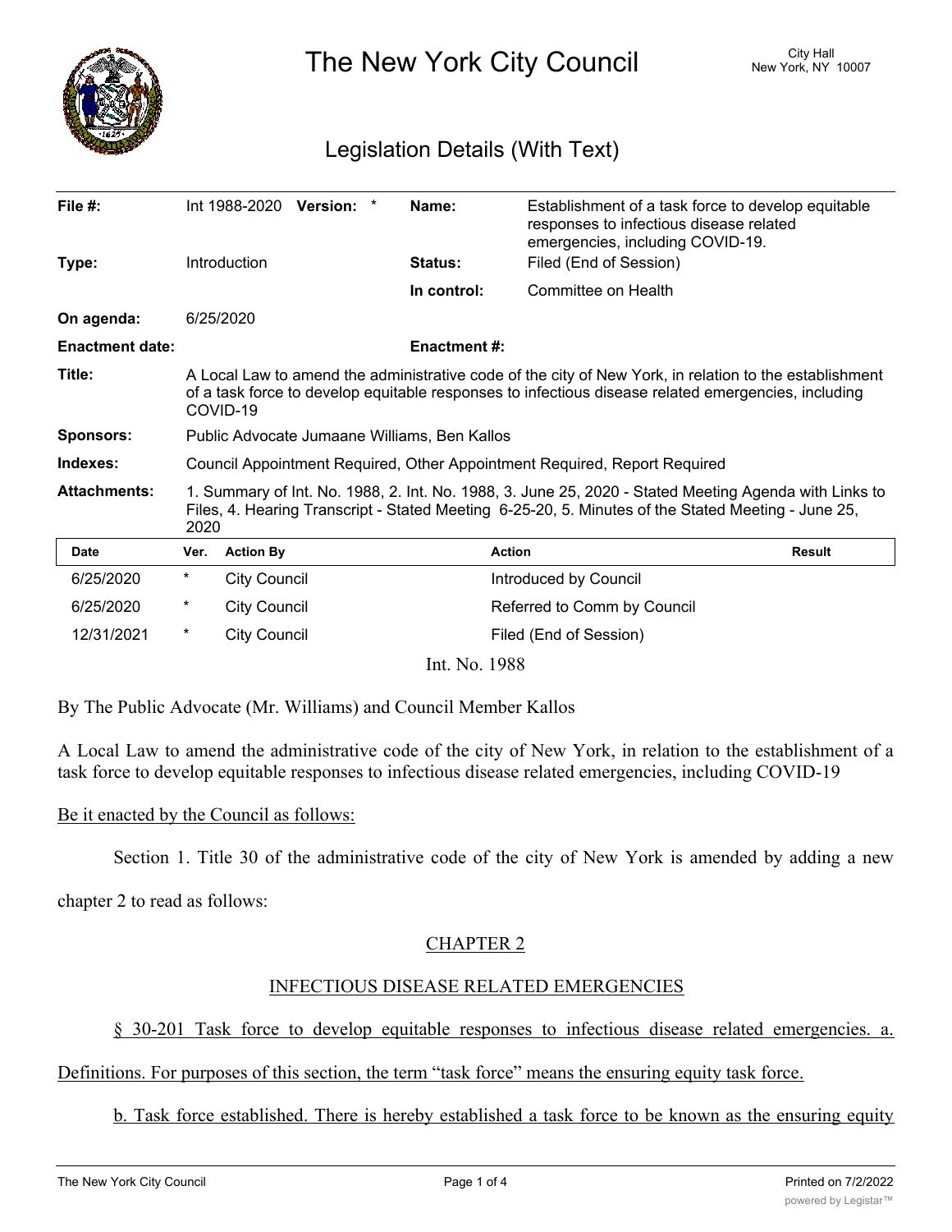# The New York City Council

City Hall
New York, NY 10007

## Legislation Details (With Text)

| | | | |
|---|---|---|---|
| **File #:** | Int 1988-2020 **Version:** * | **Name:** | Establishment of a task force to develop equitable responses to infectious disease related emergencies, including COVID-19. |
| **Type:** | Introduction | **Status:** | Filed (End of Session) |
| | | **In control:** | Committee on Health |
| **On agenda:** | 6/25/2020 | | |
| **Enactment date:** | | **Enactment #:** | |

**Title:** A Local Law to amend the administrative code of the city of New York, in relation to the establishment of a task force to develop equitable responses to infectious disease related emergencies, including COVID-19

**Sponsors:** Public Advocate Jumaane Williams, Ben Kallos

**Indexes:** Council Appointment Required, Other Appointment Required, Report Required

**Attachments:** 1. Summary of Int. No. 1988, 2. Int. No. 1988, 3. June 25, 2020 - Stated Meeting Agenda with Links to Files, 4. Hearing Transcript - Stated Meeting 6-25-20, 5. Minutes of the Stated Meeting - June 25, 2020

| Date | Ver. | Action By | Action | Result |
|---|---|---|---|---|
| 6/25/2020 | * | City Council | Introduced by Council | |
| 6/25/2020 | * | City Council | Referred to Comm by Council | |
| 12/31/2021 | * | City Council | Filed (End of Session) | |

Int. No. 1988

By The Public Advocate (Mr. Williams) and Council Member Kallos

A Local Law to amend the administrative code of the city of New York, in relation to the establishment of a task force to develop equitable responses to infectious disease related emergencies, including COVID-19

Be it enacted by the Council as follows:

Section 1. Title 30 of the administrative code of the city of New York is amended by adding a new chapter 2 to read as follows:

CHAPTER 2

INFECTIOUS DISEASE RELATED EMERGENCIES

§ 30-201 Task force to develop equitable responses to infectious disease related emergencies. a. Definitions. For purposes of this section, the term "task force" means the ensuring equity task force.

b. Task force established. There is hereby established a task force to be known as the ensuring equity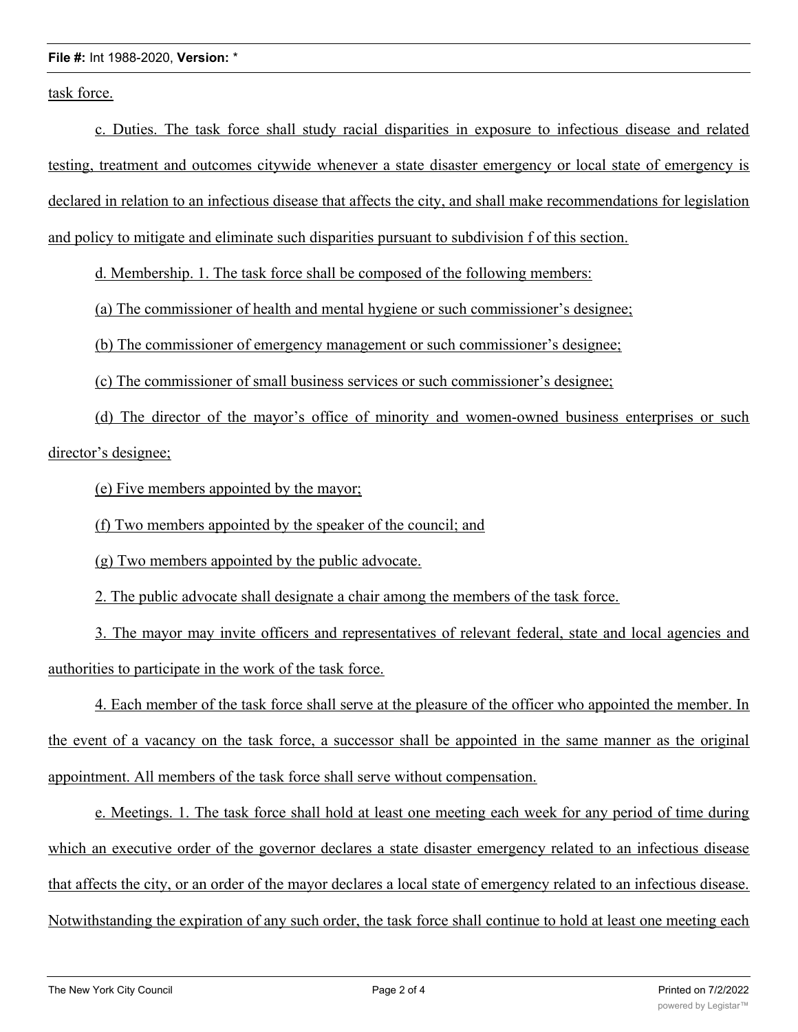task force.

c. Duties. The task force shall study racial disparities in exposure to infectious disease and related testing, treatment and outcomes citywide whenever a state disaster emergency or local state of emergency is declared in relation to an infectious disease that affects the city, and shall make recommendations for legislation and policy to mitigate and eliminate such disparities pursuant to subdivision f of this section.

d. Membership. 1. The task force shall be composed of the following members:

(a) The commissioner of health and mental hygiene or such commissioner's designee;

(b) The commissioner of emergency management or such commissioner's designee;

(c) The commissioner of small business services or such commissioner's designee;

(d) The director of the mayor's office of minority and women-owned business enterprises or such director's designee;

(e) Five members appointed by the mayor;

(f) Two members appointed by the speaker of the council; and

(g) Two members appointed by the public advocate.

2. The public advocate shall designate a chair among the members of the task force.

3. The mayor may invite officers and representatives of relevant federal, state and local agencies and authorities to participate in the work of the task force.

4. Each member of the task force shall serve at the pleasure of the officer who appointed the member. In the event of a vacancy on the task force, a successor shall be appointed in the same manner as the original appointment. All members of the task force shall serve without compensation.

e. Meetings. 1. The task force shall hold at least one meeting each week for any period of time during which an executive order of the governor declares a state disaster emergency related to an infectious disease that affects the city, or an order of the mayor declares a local state of emergency related to an infectious disease. Notwithstanding the expiration of any such order, the task force shall continue to hold at least one meeting each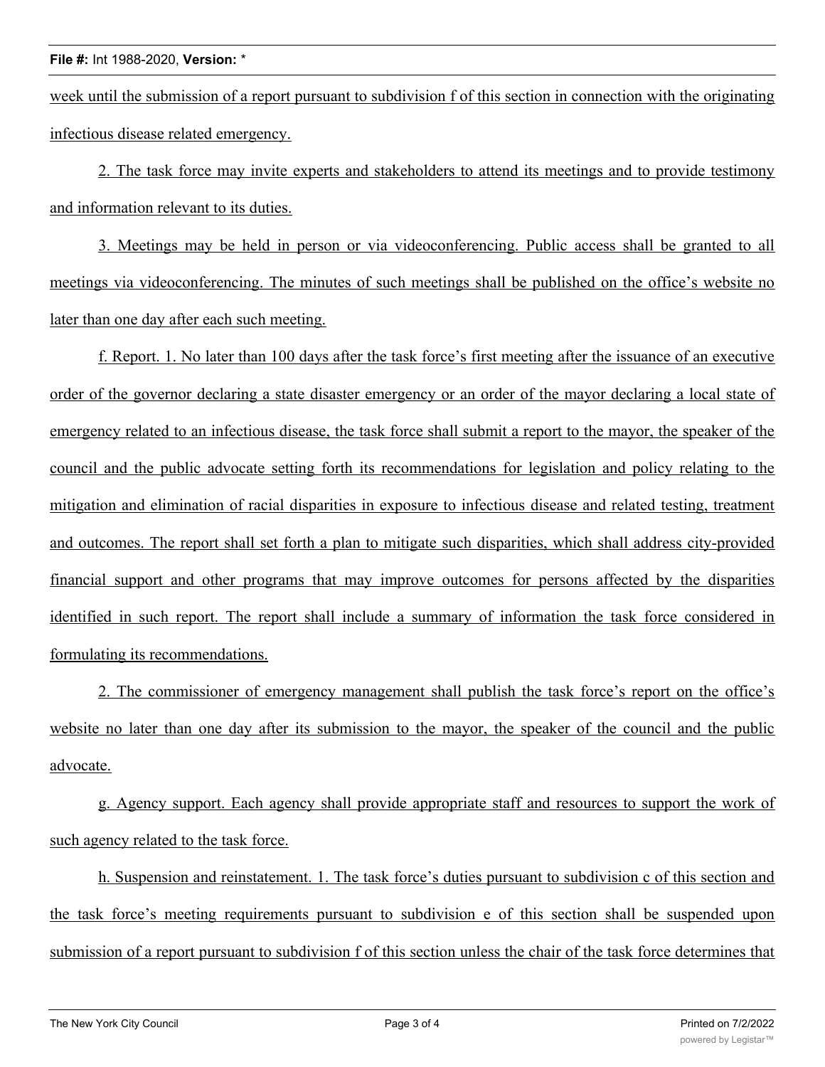week until the submission of a report pursuant to subdivision f of this section in connection with the originating infectious disease related emergency.

2. The task force may invite experts and stakeholders to attend its meetings and to provide testimony and information relevant to its duties.

3. Meetings may be held in person or via videoconferencing. Public access shall be granted to all meetings via videoconferencing. The minutes of such meetings shall be published on the office's website no later than one day after each such meeting.

f. Report. 1. No later than 100 days after the task force's first meeting after the issuance of an executive order of the governor declaring a state disaster emergency or an order of the mayor declaring a local state of emergency related to an infectious disease, the task force shall submit a report to the mayor, the speaker of the council and the public advocate setting forth its recommendations for legislation and policy relating to the mitigation and elimination of racial disparities in exposure to infectious disease and related testing, treatment and outcomes. The report shall set forth a plan to mitigate such disparities, which shall address city-provided financial support and other programs that may improve outcomes for persons affected by the disparities identified in such report. The report shall include a summary of information the task force considered in formulating its recommendations.

2. The commissioner of emergency management shall publish the task force's report on the office's website no later than one day after its submission to the mayor, the speaker of the council and the public advocate.

g. Agency support. Each agency shall provide appropriate staff and resources to support the work of such agency related to the task force.

h. Suspension and reinstatement. 1. The task force's duties pursuant to subdivision c of this section and the task force's meeting requirements pursuant to subdivision e of this section shall be suspended upon submission of a report pursuant to subdivision f of this section unless the chair of the task force determines that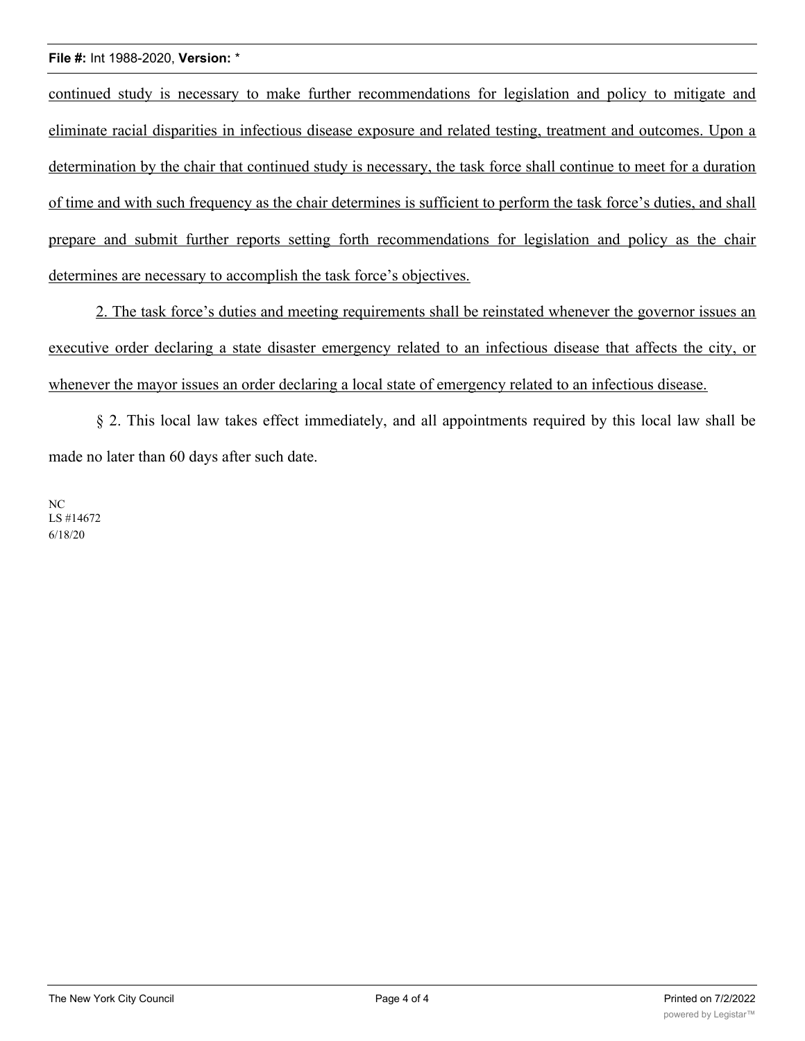continued study is necessary to make further recommendations for legislation and policy to mitigate and eliminate racial disparities in infectious disease exposure and related testing, treatment and outcomes. Upon a determination by the chair that continued study is necessary, the task force shall continue to meet for a duration of time and with such frequency as the chair determines is sufficient to perform the task force's duties, and shall prepare and submit further reports setting forth recommendations for legislation and policy as the chair determines are necessary to accomplish the task force's objectives.

2. The task force's duties and meeting requirements shall be reinstated whenever the governor issues an executive order declaring a state disaster emergency related to an infectious disease that affects the city, or whenever the mayor issues an order declaring a local state of emergency related to an infectious disease.

§ 2. This local law takes effect immediately, and all appointments required by this local law shall be made no later than 60 days after such date.

NC
LS #14672
6/18/20